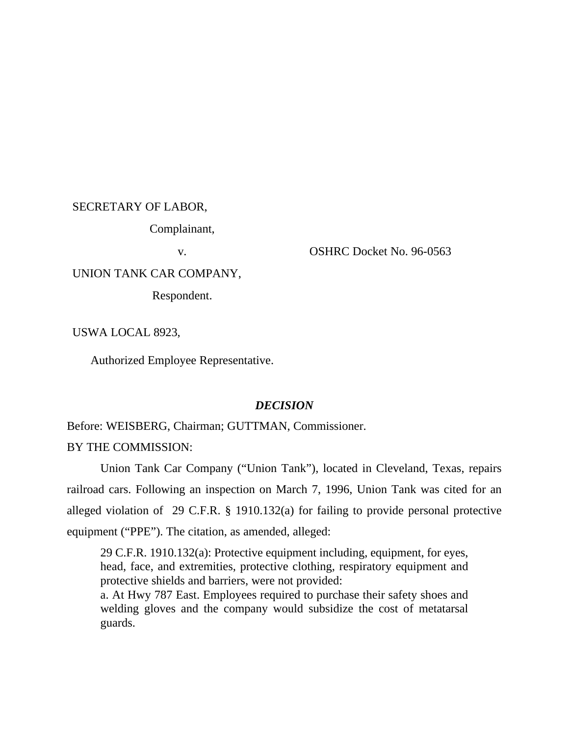SECRETARY OF LABOR,

Complainant,

v. OSHRC Docket No. 96-0563

UNION TANK CAR COMPANY,

Respondent.

USWA LOCAL 8923,

Authorized Employee Representative.

## *DECISION*

Before: WEISBERG, Chairman; GUTTMAN, Commissioner.

BY THE COMMISSION:

Union Tank Car Company ("Union Tank"), located in Cleveland, Texas, repairs railroad cars. Following an inspection on March 7, 1996, Union Tank was cited for an alleged violation of 29 C.F.R. § 1910.132(a) for failing to provide personal protective equipment ("PPE"). The citation, as amended, alleged:

> 29 C.F.R. 1910.132(a): Protective equipment including, equipment, for eyes, head, face, and extremities, protective clothing, respiratory equipment and protective shields and barriers, were not provided:
>
> a. At Hwy 787 East. Employees required to purchase their safety shoes and welding gloves and the company would subsidize the cost of metatarsal guards.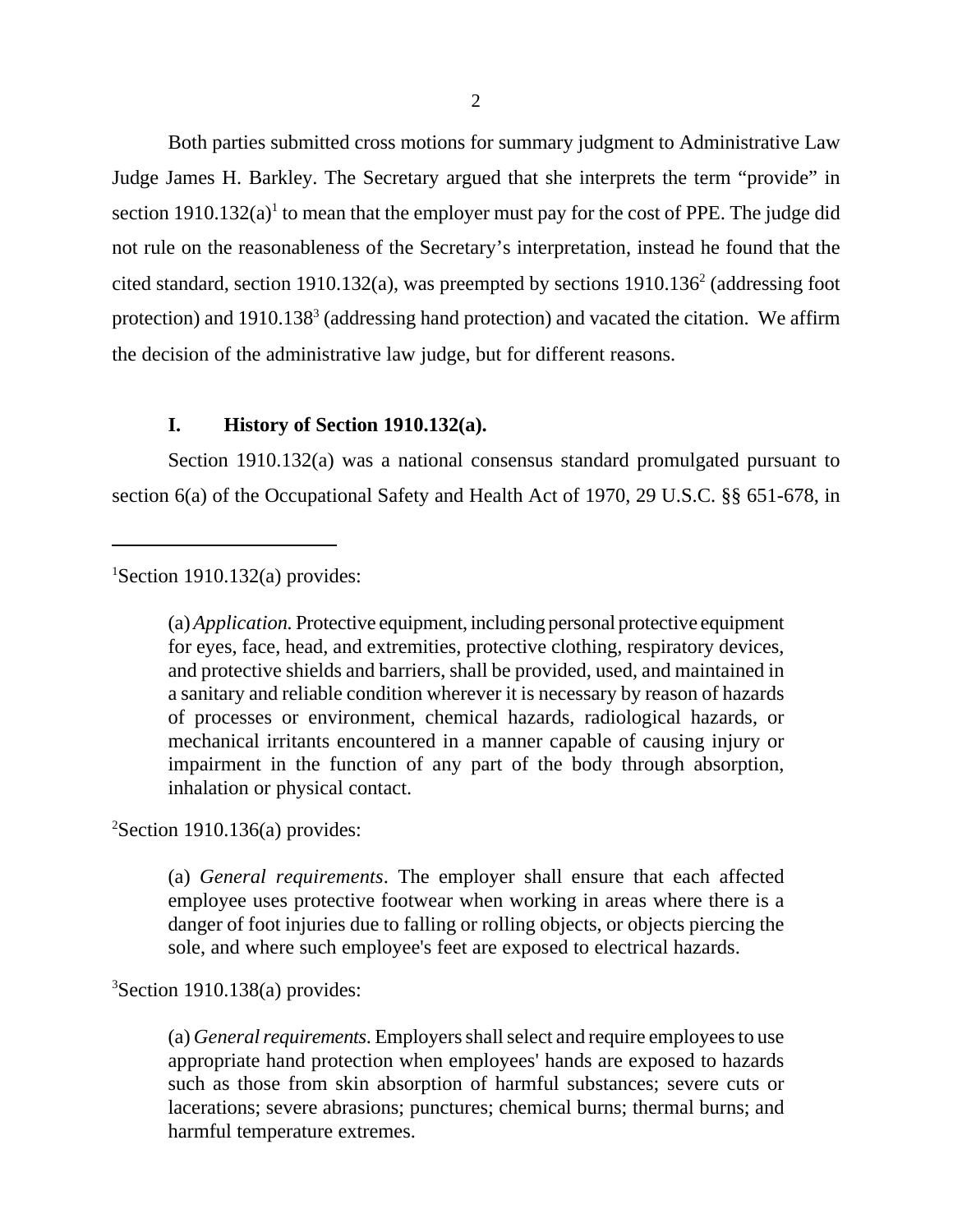Both parties submitted cross motions for summary judgment to Administrative Law Judge James H. Barkley. The Secretary argued that she interprets the term "provide" in section 1910.132(a)[1] to mean that the employer must pay for the cost of PPE. The judge did not rule on the reasonableness of the Secretary's interpretation, instead he found that the cited standard, section 1910.132(a), was preempted by sections 1910.136[2] (addressing foot protection) and 1910.138[3] (addressing hand protection) and vacated the citation. We affirm the decision of the administrative law judge, but for different reasons.

## I. History of Section 1910.132(a).

Section 1910.132(a) was a national consensus standard promulgated pursuant to section 6(a) of the Occupational Safety and Health Act of 1970, 29 U.S.C. §§ 651-678, in

---

[1]Section 1910.132(a) provides:

> (a) *Application.* Protective equipment, including personal protective equipment for eyes, face, head, and extremities, protective clothing, respiratory devices, and protective shields and barriers, shall be provided, used, and maintained in a sanitary and reliable condition wherever it is necessary by reason of hazards of processes or environment, chemical hazards, radiological hazards, or mechanical irritants encountered in a manner capable of causing injury or impairment in the function of any part of the body through absorption, inhalation or physical contact.

[2]Section 1910.136(a) provides:

> (a) *General requirements*. The employer shall ensure that each affected employee uses protective footwear when working in areas where there is a danger of foot injuries due to falling or rolling objects, or objects piercing the sole, and where such employee's feet are exposed to electrical hazards.

[3]Section 1910.138(a) provides:

> (a) *General requirements.* Employers shall select and require employees to use appropriate hand protection when employees' hands are exposed to hazards such as those from skin absorption of harmful substances; severe cuts or lacerations; severe abrasions; punctures; chemical burns; thermal burns; and harmful temperature extremes.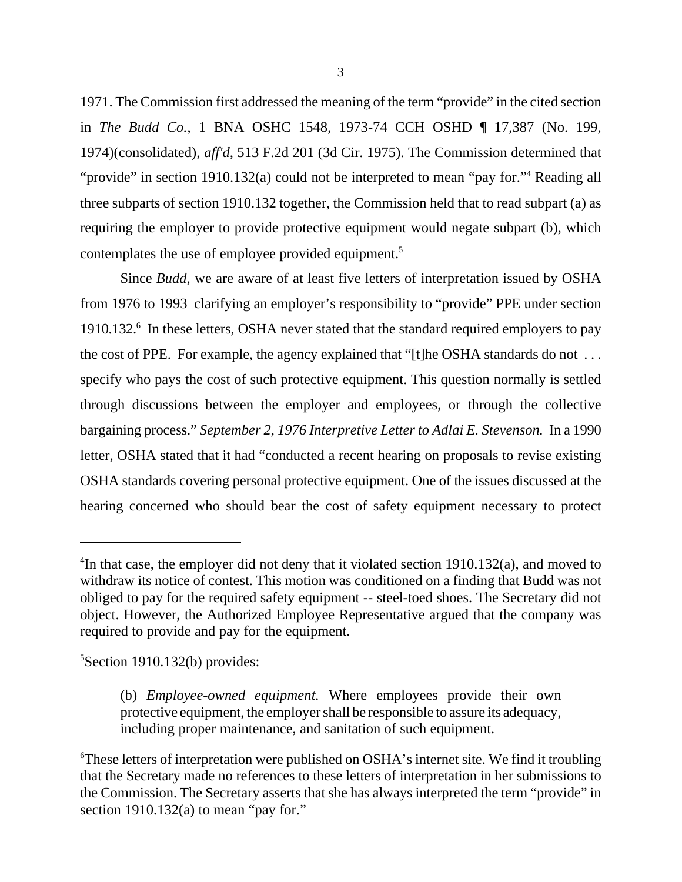1971. The Commission first addressed the meaning of the term "provide" in the cited section in *The Budd Co.*, 1 BNA OSHC 1548, 1973-74 CCH OSHD ¶ 17,387 (No. 199, 1974)(consolidated), *aff'd*, 513 F.2d 201 (3d Cir. 1975). The Commission determined that "provide" in section 1910.132(a) could not be interpreted to mean "pay for."[4] Reading all three subparts of section 1910.132 together, the Commission held that to read subpart (a) as requiring the employer to provide protective equipment would negate subpart (b), which contemplates the use of employee provided equipment.[5]

Since *Budd*, we are aware of at least five letters of interpretation issued by OSHA from 1976 to 1993 clarifying an employer's responsibility to "provide" PPE under section 1910.132.[6] In these letters, OSHA never stated that the standard required employers to pay the cost of PPE. For example, the agency explained that "[t]he OSHA standards do not . . . specify who pays the cost of such protective equipment. This question normally is settled through discussions between the employer and employees, or through the collective bargaining process." *September 2, 1976 Interpretive Letter to Adlai E. Stevenson.* In a 1990 letter, OSHA stated that it had "conducted a recent hearing on proposals to revise existing OSHA standards covering personal protective equipment. One of the issues discussed at the hearing concerned who should bear the cost of safety equipment necessary to protect

---

[4]In that case, the employer did not deny that it violated section 1910.132(a), and moved to withdraw its notice of contest. This motion was conditioned on a finding that Budd was not obliged to pay for the required safety equipment -- steel-toed shoes. The Secretary did not object. However, the Authorized Employee Representative argued that the company was required to provide and pay for the equipment.

[5]Section 1910.132(b) provides:

> (b) *Employee-owned equipment.* Where employees provide their own protective equipment, the employer shall be responsible to assure its adequacy, including proper maintenance, and sanitation of such equipment.

[6]These letters of interpretation were published on OSHA's internet site. We find it troubling that the Secretary made no references to these letters of interpretation in her submissions to the Commission. The Secretary asserts that she has always interpreted the term "provide" in section 1910.132(a) to mean "pay for."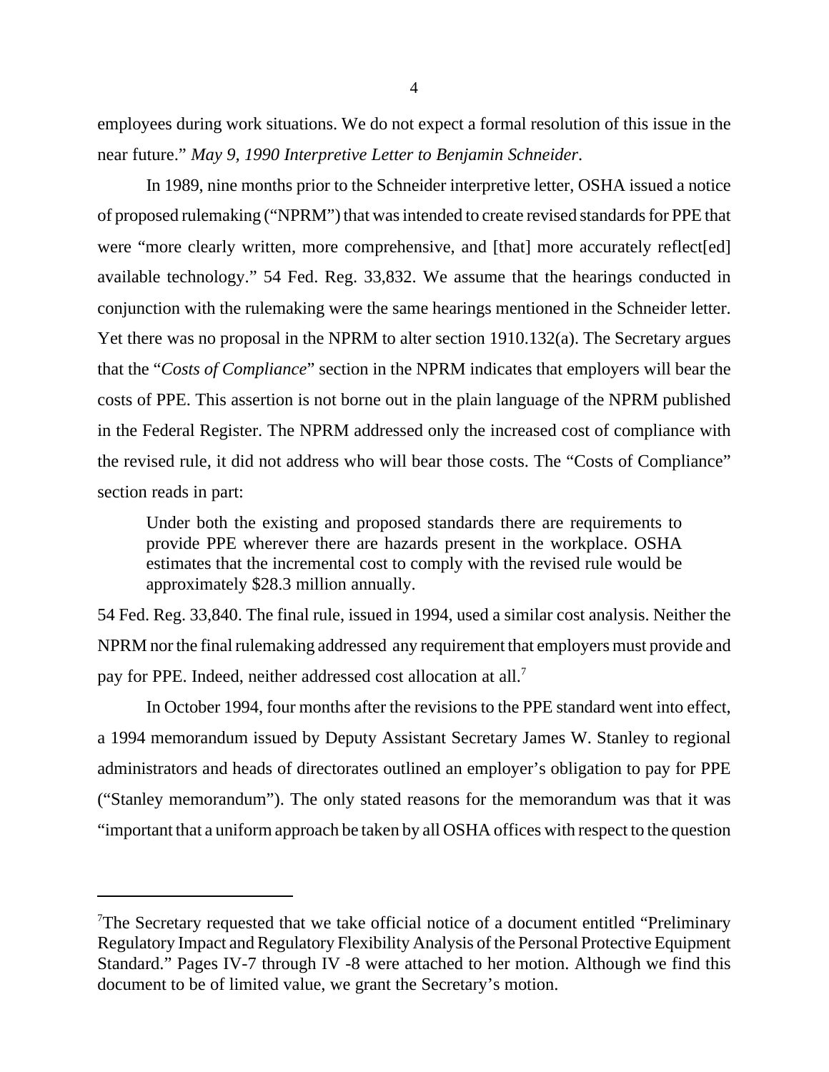employees during work situations. We do not expect a formal resolution of this issue in the near future." *May 9, 1990 Interpretive Letter to Benjamin Schneider*.

In 1989, nine months prior to the Schneider interpretive letter, OSHA issued a notice of proposed rulemaking ("NPRM") that was intended to create revised standards for PPE that were "more clearly written, more comprehensive, and [that] more accurately reflect[ed] available technology." 54 Fed. Reg. 33,832. We assume that the hearings conducted in conjunction with the rulemaking were the same hearings mentioned in the Schneider letter. Yet there was no proposal in the NPRM to alter section 1910.132(a). The Secretary argues that the "*Costs of Compliance*" section in the NPRM indicates that employers will bear the costs of PPE. This assertion is not borne out in the plain language of the NPRM published in the Federal Register. The NPRM addressed only the increased cost of compliance with the revised rule, it did not address who will bear those costs. The "Costs of Compliance" section reads in part:

> Under both the existing and proposed standards there are requirements to provide PPE wherever there are hazards present in the workplace. OSHA estimates that the incremental cost to comply with the revised rule would be approximately $28.3 million annually.

54 Fed. Reg. 33,840. The final rule, issued in 1994, used a similar cost analysis. Neither the NPRM nor the final rulemaking addressed any requirement that employers must provide and pay for PPE. Indeed, neither addressed cost allocation at all.[7]

In October 1994, four months after the revisions to the PPE standard went into effect, a 1994 memorandum issued by Deputy Assistant Secretary James W. Stanley to regional administrators and heads of directorates outlined an employer's obligation to pay for PPE ("Stanley memorandum"). The only stated reasons for the memorandum was that it was "important that a uniform approach be taken by all OSHA offices with respect to the question

---

[7]The Secretary requested that we take official notice of a document entitled "Preliminary Regulatory Impact and Regulatory Flexibility Analysis of the Personal Protective Equipment Standard." Pages IV-7 through IV -8 were attached to her motion. Although we find this document to be of limited value, we grant the Secretary's motion.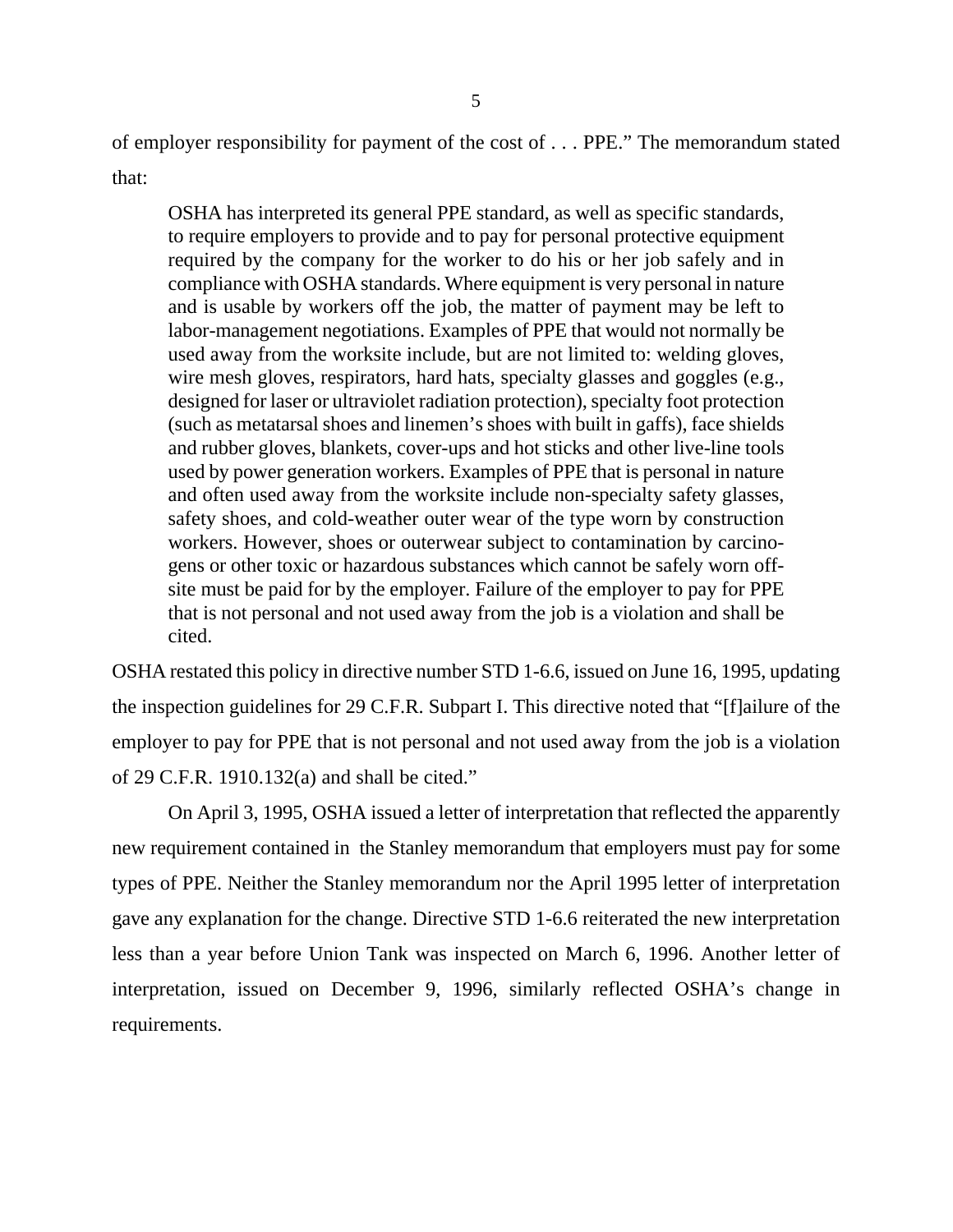of employer responsibility for payment of the cost of . . . PPE." The memorandum stated that:

> OSHA has interpreted its general PPE standard, as well as specific standards, to require employers to provide and to pay for personal protective equipment required by the company for the worker to do his or her job safely and in compliance with OSHA standards. Where equipment is very personal in nature and is usable by workers off the job, the matter of payment may be left to labor-management negotiations. Examples of PPE that would not normally be used away from the worksite include, but are not limited to: welding gloves, wire mesh gloves, respirators, hard hats, specialty glasses and goggles (e.g., designed for laser or ultraviolet radiation protection), specialty foot protection (such as metatarsal shoes and linemen's shoes with built in gaffs), face shields and rubber gloves, blankets, cover-ups and hot sticks and other live-line tools used by power generation workers. Examples of PPE that is personal in nature and often used away from the worksite include non-specialty safety glasses, safety shoes, and cold-weather outer wear of the type worn by construction workers. However, shoes or outerwear subject to contamination by carcinogens or other toxic or hazardous substances which cannot be safely worn off-site must be paid for by the employer. Failure of the employer to pay for PPE that is not personal and not used away from the job is a violation and shall be cited.

OSHA restated this policy in directive number STD 1-6.6, issued on June 16, 1995, updating the inspection guidelines for 29 C.F.R. Subpart I. This directive noted that "[f]ailure of the employer to pay for PPE that is not personal and not used away from the job is a violation of 29 C.F.R. 1910.132(a) and shall be cited."

On April 3, 1995, OSHA issued a letter of interpretation that reflected the apparently new requirement contained in the Stanley memorandum that employers must pay for some types of PPE. Neither the Stanley memorandum nor the April 1995 letter of interpretation gave any explanation for the change. Directive STD 1-6.6 reiterated the new interpretation less than a year before Union Tank was inspected on March 6, 1996. Another letter of interpretation, issued on December 9, 1996, similarly reflected OSHA's change in requirements.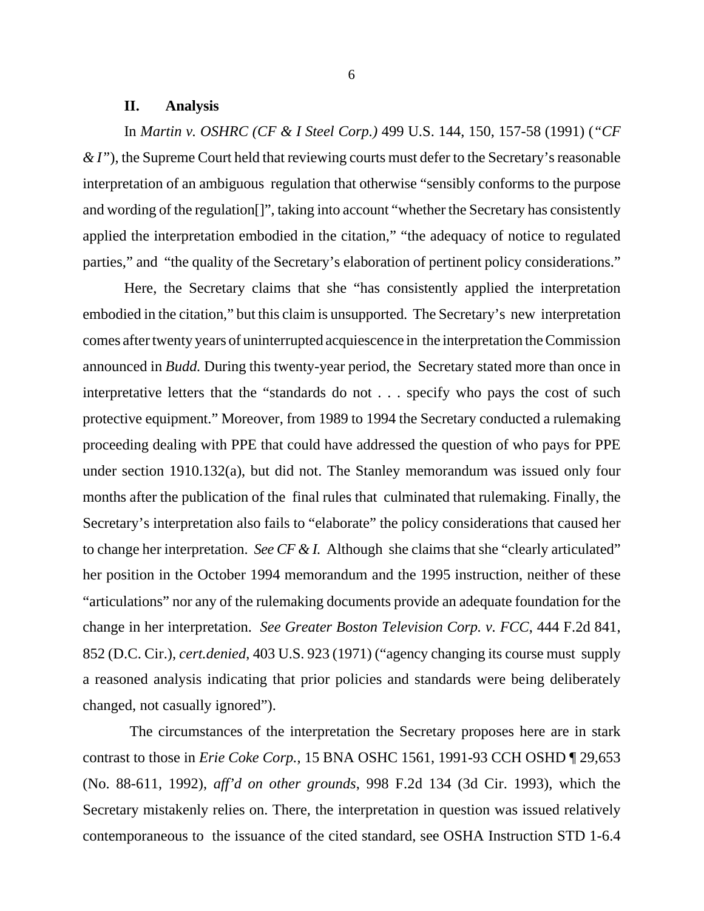## II. Analysis

In *Martin v. OSHRC (CF & I Steel Corp.)* 499 U.S. 144, 150, 157-58 (1991) (*"CF & I"*), the Supreme Court held that reviewing courts must defer to the Secretary's reasonable interpretation of an ambiguous regulation that otherwise "sensibly conforms to the purpose and wording of the regulation[]", taking into account "whether the Secretary has consistently applied the interpretation embodied in the citation," "the adequacy of notice to regulated parties," and "the quality of the Secretary's elaboration of pertinent policy considerations."

Here, the Secretary claims that she "has consistently applied the interpretation embodied in the citation," but this claim is unsupported. The Secretary's new interpretation comes after twenty years of uninterrupted acquiescence in the interpretation the Commission announced in *Budd.* During this twenty-year period, the Secretary stated more than once in interpretative letters that the "standards do not . . . specify who pays the cost of such protective equipment." Moreover, from 1989 to 1994 the Secretary conducted a rulemaking proceeding dealing with PPE that could have addressed the question of who pays for PPE under section 1910.132(a), but did not. The Stanley memorandum was issued only four months after the publication of the final rules that culminated that rulemaking. Finally, the Secretary's interpretation also fails to "elaborate" the policy considerations that caused her to change her interpretation. *See CF & I.* Although she claims that she "clearly articulated" her position in the October 1994 memorandum and the 1995 instruction, neither of these "articulations" nor any of the rulemaking documents provide an adequate foundation for the change in her interpretation. *See Greater Boston Television Corp. v. FCC*, 444 F.2d 841, 852 (D.C. Cir.), *cert.denied*, 403 U.S. 923 (1971) ("agency changing its course must supply a reasoned analysis indicating that prior policies and standards were being deliberately changed, not casually ignored").

The circumstances of the interpretation the Secretary proposes here are in stark contrast to those in *Erie Coke Corp.*, 15 BNA OSHC 1561, 1991-93 CCH OSHD ¶ 29,653 (No. 88-611, 1992), *aff'd on other grounds*, 998 F.2d 134 (3d Cir. 1993), which the Secretary mistakenly relies on. There, the interpretation in question was issued relatively contemporaneous to the issuance of the cited standard, see OSHA Instruction STD 1-6.4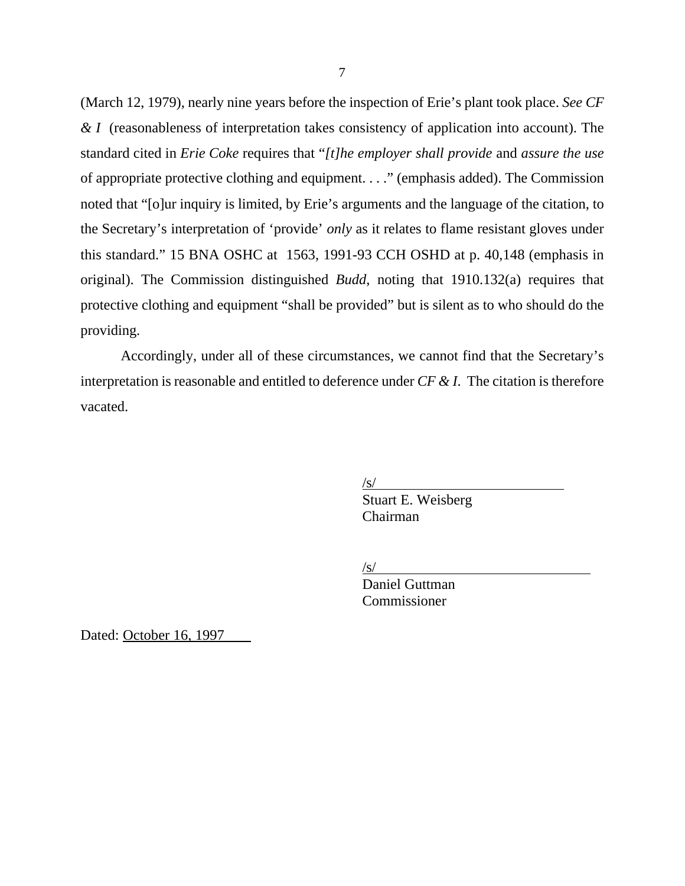(March 12, 1979), nearly nine years before the inspection of Erie's plant took place. *See CF & I* (reasonableness of interpretation takes consistency of application into account). The standard cited in *Erie Coke* requires that "*[t]he employer shall provide* and *assure the use* of appropriate protective clothing and equipment. . . ." (emphasis added). The Commission noted that "[o]ur inquiry is limited, by Erie's arguments and the language of the citation, to the Secretary's interpretation of 'provide' *only* as it relates to flame resistant gloves under this standard." 15 BNA OSHC at 1563, 1991-93 CCH OSHD at p. 40,148 (emphasis in original). The Commission distinguished *Budd*, noting that 1910.132(a) requires that protective clothing and equipment "shall be provided" but is silent as to who should do the providing.

Accordingly, under all of these circumstances, we cannot find that the Secretary's interpretation is reasonable and entitled to deference under *CF & I*. The citation is therefore vacated.

/s/
Stuart E. Weisberg
Chairman

/s/
Daniel Guttman
Commissioner

Dated: October 16, 1997